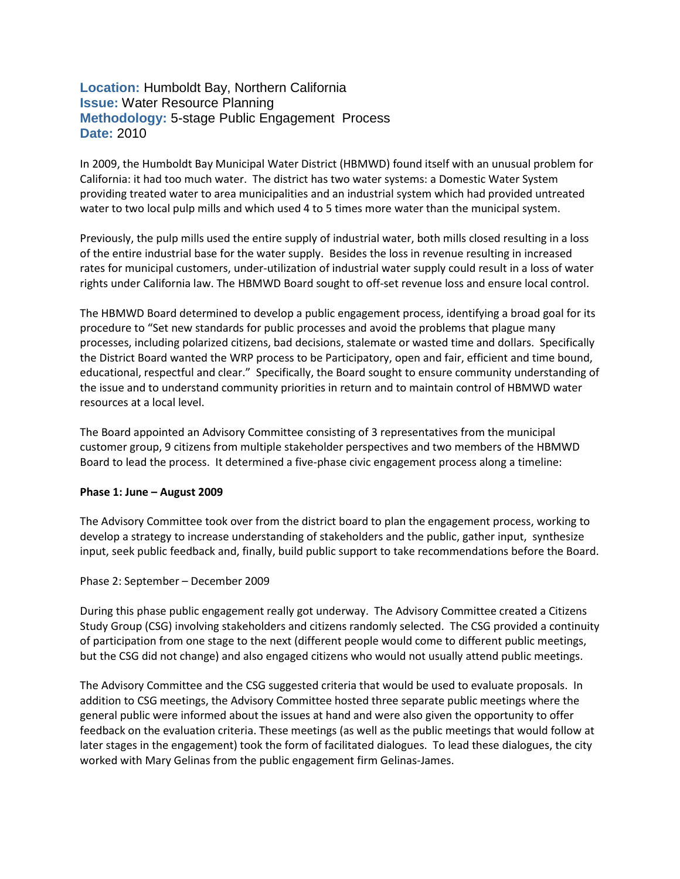**Location:** Humboldt Bay, Northern California
**Issue:** Water Resource Planning
**Methodology:** 5-stage Public Engagement Process
**Date:** 2010

In 2009, the Humboldt Bay Municipal Water District (HBMWD) found itself with an unusual problem for California: it had too much water. The district has two water systems: a Domestic Water System providing treated water to area municipalities and an industrial system which had provided untreated water to two local pulp mills and which used 4 to 5 times more water than the municipal system.

Previously, the pulp mills used the entire supply of industrial water, both mills closed resulting in a loss of the entire industrial base for the water supply. Besides the loss in revenue resulting in increased rates for municipal customers, under-utilization of industrial water supply could result in a loss of water rights under California law. The HBMWD Board sought to off-set revenue loss and ensure local control.

The HBMWD Board determined to develop a public engagement process, identifying a broad goal for its procedure to "Set new standards for public processes and avoid the problems that plague many processes, including polarized citizens, bad decisions, stalemate or wasted time and dollars. Specifically the District Board wanted the WRP process to be Participatory, open and fair, efficient and time bound, educational, respectful and clear." Specifically, the Board sought to ensure community understanding of the issue and to understand community priorities in return and to maintain control of HBMWD water resources at a local level.

The Board appointed an Advisory Committee consisting of 3 representatives from the municipal customer group, 9 citizens from multiple stakeholder perspectives and two members of the HBMWD Board to lead the process. It determined a five-phase civic engagement process along a timeline:

**Phase 1: June – August 2009**

The Advisory Committee took over from the district board to plan the engagement process, working to develop a strategy to increase understanding of stakeholders and the public, gather input, synthesize input, seek public feedback and, finally, build public support to take recommendations before the Board.

Phase 2: September – December 2009

During this phase public engagement really got underway. The Advisory Committee created a Citizens Study Group (CSG) involving stakeholders and citizens randomly selected. The CSG provided a continuity of participation from one stage to the next (different people would come to different public meetings, but the CSG did not change) and also engaged citizens who would not usually attend public meetings.

The Advisory Committee and the CSG suggested criteria that would be used to evaluate proposals. In addition to CSG meetings, the Advisory Committee hosted three separate public meetings where the general public were informed about the issues at hand and were also given the opportunity to offer feedback on the evaluation criteria. These meetings (as well as the public meetings that would follow at later stages in the engagement) took the form of facilitated dialogues. To lead these dialogues, the city worked with Mary Gelinas from the public engagement firm Gelinas-James.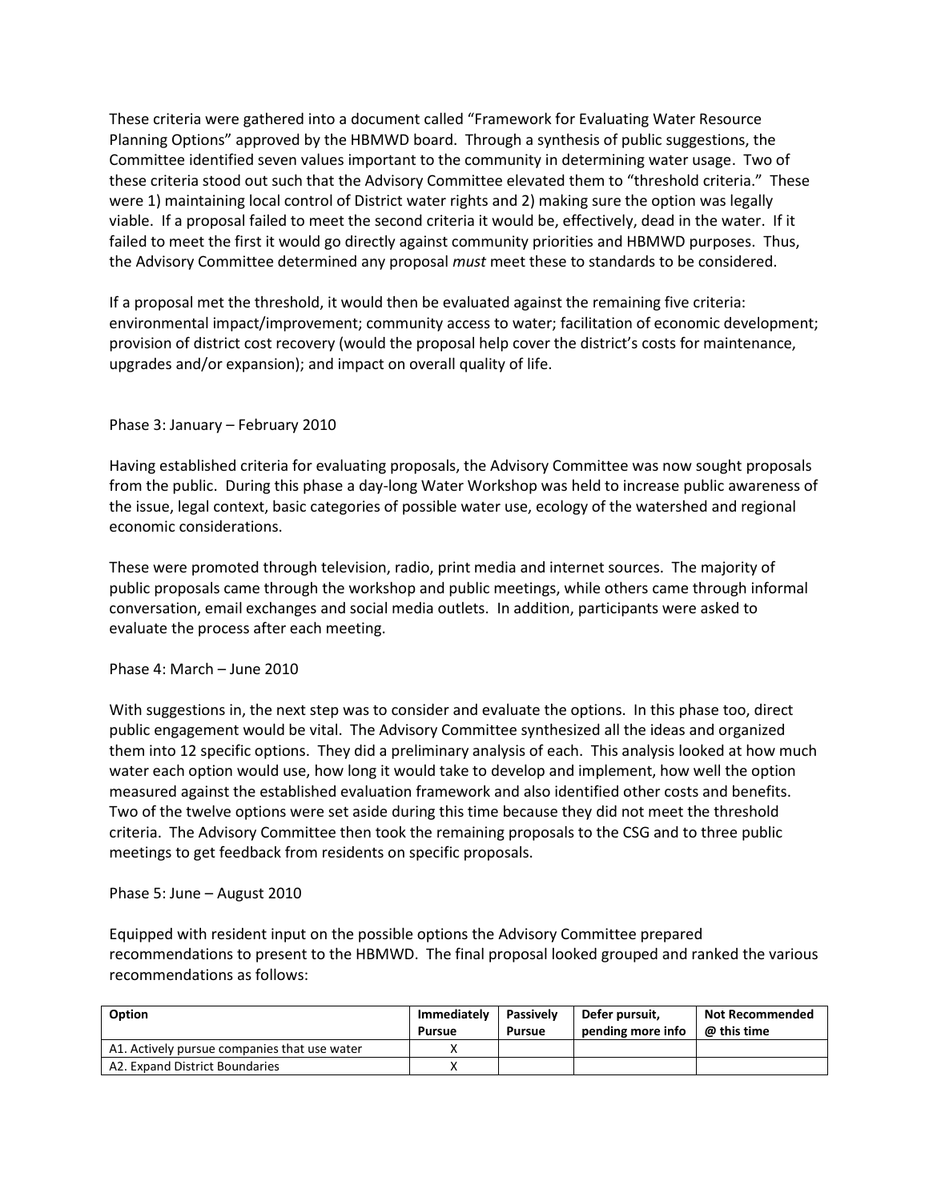These criteria were gathered into a document called "Framework for Evaluating Water Resource Planning Options" approved by the HBMWD board. Through a synthesis of public suggestions, the Committee identified seven values important to the community in determining water usage. Two of these criteria stood out such that the Advisory Committee elevated them to "threshold criteria." These were 1) maintaining local control of District water rights and 2) making sure the option was legally viable. If a proposal failed to meet the second criteria it would be, effectively, dead in the water. If it failed to meet the first it would go directly against community priorities and HBMWD purposes. Thus, the Advisory Committee determined any proposal *must* meet these to standards to be considered.

If a proposal met the threshold, it would then be evaluated against the remaining five criteria: environmental impact/improvement; community access to water; facilitation of economic development; provision of district cost recovery (would the proposal help cover the district's costs for maintenance, upgrades and/or expansion); and impact on overall quality of life.

Phase 3: January – February 2010

Having established criteria for evaluating proposals, the Advisory Committee was now sought proposals from the public. During this phase a day-long Water Workshop was held to increase public awareness of the issue, legal context, basic categories of possible water use, ecology of the watershed and regional economic considerations.

These were promoted through television, radio, print media and internet sources. The majority of public proposals came through the workshop and public meetings, while others came through informal conversation, email exchanges and social media outlets. In addition, participants were asked to evaluate the process after each meeting.

Phase 4: March – June 2010

With suggestions in, the next step was to consider and evaluate the options. In this phase too, direct public engagement would be vital. The Advisory Committee synthesized all the ideas and organized them into 12 specific options. They did a preliminary analysis of each. This analysis looked at how much water each option would use, how long it would take to develop and implement, how well the option measured against the established evaluation framework and also identified other costs and benefits. Two of the twelve options were set aside during this time because they did not meet the threshold criteria. The Advisory Committee then took the remaining proposals to the CSG and to three public meetings to get feedback from residents on specific proposals.

Phase 5: June – August 2010

Equipped with resident input on the possible options the Advisory Committee prepared recommendations to present to the HBMWD. The final proposal looked grouped and ranked the various recommendations as follows:

| Option | Immediately Pursue | Passively Pursue | Defer pursuit, pending more info | Not Recommended @ this time |
|---|---|---|---|---|
| A1. Actively pursue companies that use water | X | | | |
| A2. Expand District Boundaries | X | | | |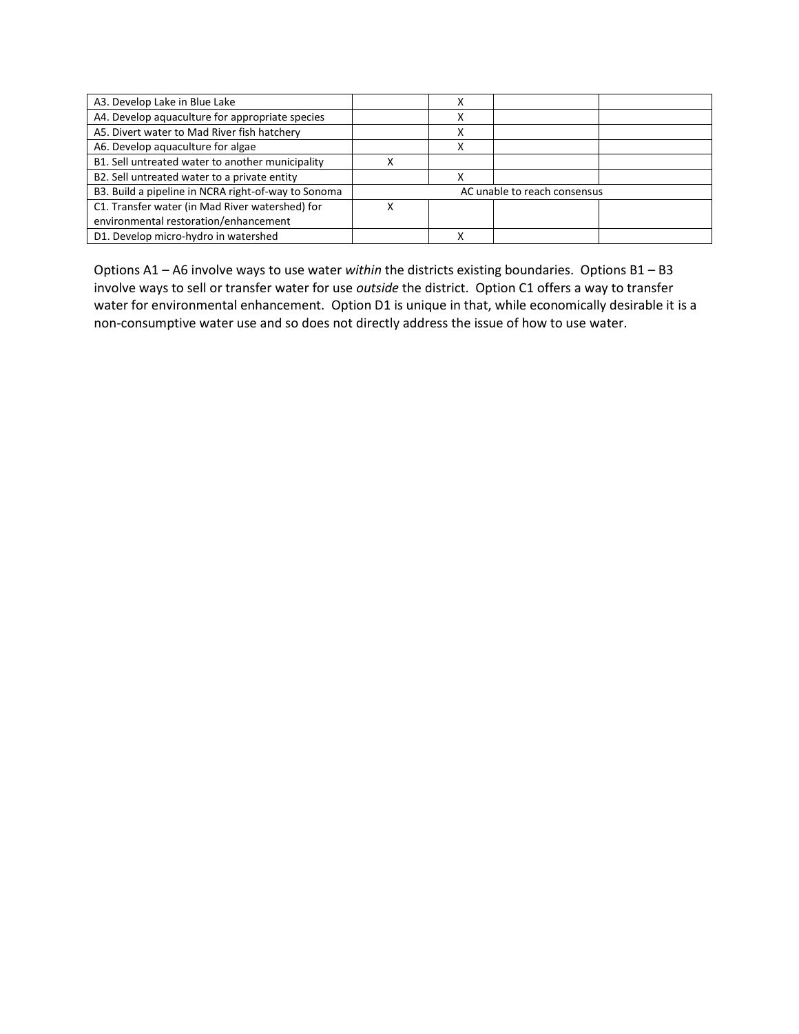| | | | | |
|---|---|---|---|---|
| A3. Develop Lake in Blue Lake | | X | | |
| A4. Develop aquaculture for appropriate species | | X | | |
| A5. Divert water to Mad River fish hatchery | | X | | |
| A6. Develop aquaculture for algae | | X | | |
| B1. Sell untreated water to another municipality | X | | | |
| B2. Sell untreated water to a private entity | | X | | |
| B3. Build a pipeline in NCRA right-of-way to Sonoma | AC unable to reach consensus | | | |
| C1. Transfer water (in Mad River watershed) for environmental restoration/enhancement | X | | | |
| D1. Develop micro-hydro in watershed | | X | | |

Options A1 – A6 involve ways to use water *within* the districts existing boundaries. Options B1 – B3 involve ways to sell or transfer water for use *outside* the district. Option C1 offers a way to transfer water for environmental enhancement. Option D1 is unique in that, while economically desirable it is a non-consumptive water use and so does not directly address the issue of how to use water.